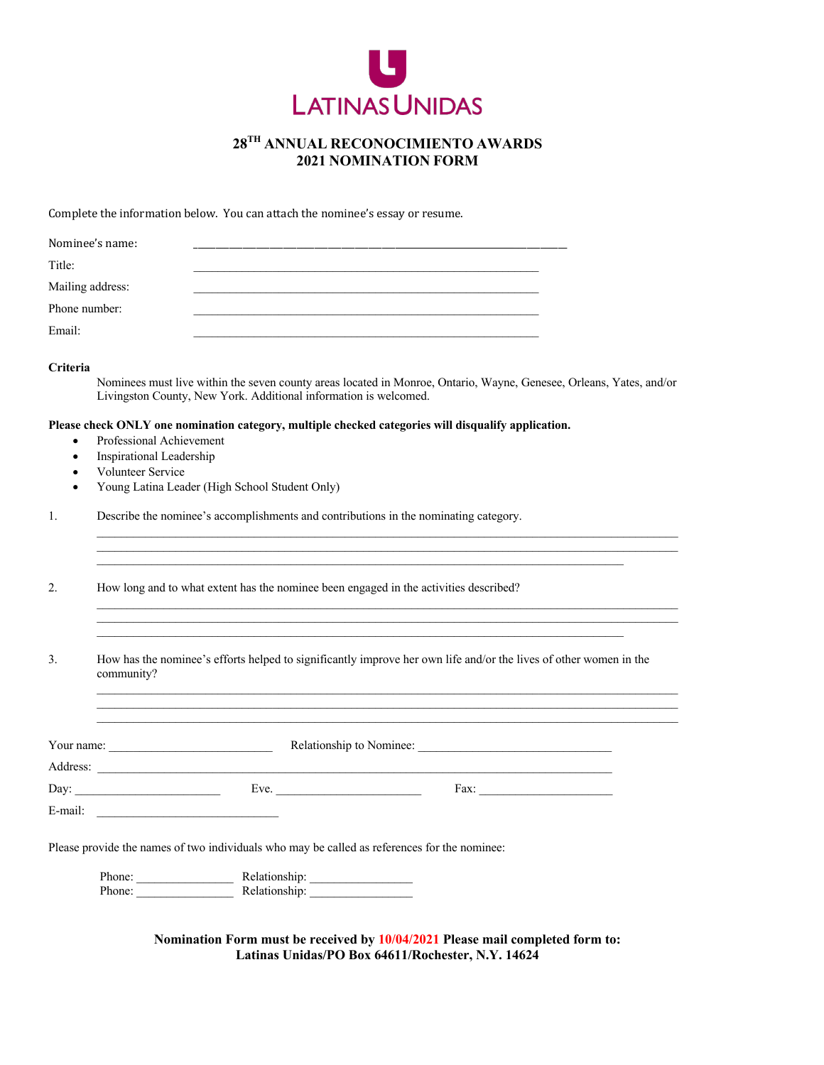LATINAS UNIDAS

# 28TH ANNUAL RECONOCIMIENTO AWARDS
## 2021 NOMINATION FORM

Complete the information below. You can attach the nominee's essay or resume.

Nominee's name: ______________________________

Title: ______________________________

Mailing address: ______________________________

Phone number: ______________________________

Email: ______________________________

**Criteria**

Nominees must live within the seven county areas located in Monroe, Ontario, Wayne, Genesee, Orleans, Yates, and/or Livingston County, New York. Additional information is welcomed.

**Please check ONLY one nomination category, multiple checked categories will disqualify application.**

- Professional Achievement
- Inspirational Leadership
- Volunteer Service
- Young Latina Leader (High School Student Only)

1. Describe the nominee's accomplishments and contributions in the nominating category.

______________________________
______________________________
______________________________

2. How long and to what extent has the nominee been engaged in the activities described?

______________________________
______________________________
______________________________

3. How has the nominee's efforts helped to significantly improve her own life and/or the lives of other women in the community?

______________________________
______________________________
______________________________

Your name: ______________________ Relationship to Nominee: ______________________

Address: ______________________________

Day: ______________________ Eve. ______________________ Fax: ______________________

E-mail: ______________________

Please provide the names of two individuals who may be called as references for the nominee:

Phone: ______________ Relationship: ______________

Phone: ______________ Relationship: ______________

**Nomination Form must be received by 10/04/2021 Please mail completed form to:**
**Latinas Unidas/PO Box 64611/Rochester, N.Y. 14624**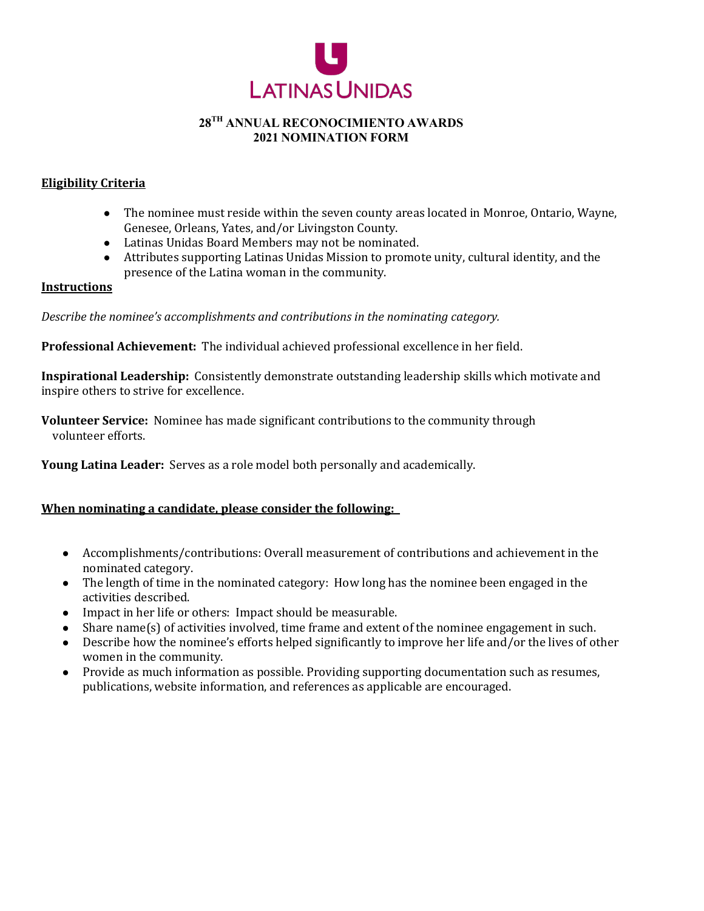LATINAS UNIDAS

# 28TH ANNUAL RECONOCIMIENTO AWARDS
## 2021 NOMINATION FORM

**Eligibility Criteria**

- The nominee must reside within the seven county areas located in Monroe, Ontario, Wayne, Genesee, Orleans, Yates, and/or Livingston County.
- Latinas Unidas Board Members may not be nominated.
- Attributes supporting Latinas Unidas Mission to promote unity, cultural identity, and the presence of the Latina woman in the community.

**Instructions**

*Describe the nominee's accomplishments and contributions in the nominating category.*

**Professional Achievement:** The individual achieved professional excellence in her field.

**Inspirational Leadership:** Consistently demonstrate outstanding leadership skills which motivate and inspire others to strive for excellence.

**Volunteer Service:** Nominee has made significant contributions to the community through volunteer efforts.

**Young Latina Leader:** Serves as a role model both personally and academically.

**When nominating a candidate, please consider the following:**

- Accomplishments/contributions: Overall measurement of contributions and achievement in the nominated category.
- The length of time in the nominated category: How long has the nominee been engaged in the activities described.
- Impact in her life or others: Impact should be measurable.
- Share name(s) of activities involved, time frame and extent of the nominee engagement in such.
- Describe how the nominee's efforts helped significantly to improve her life and/or the lives of other women in the community.
- Provide as much information as possible. Providing supporting documentation such as resumes, publications, website information, and references as applicable are encouraged.